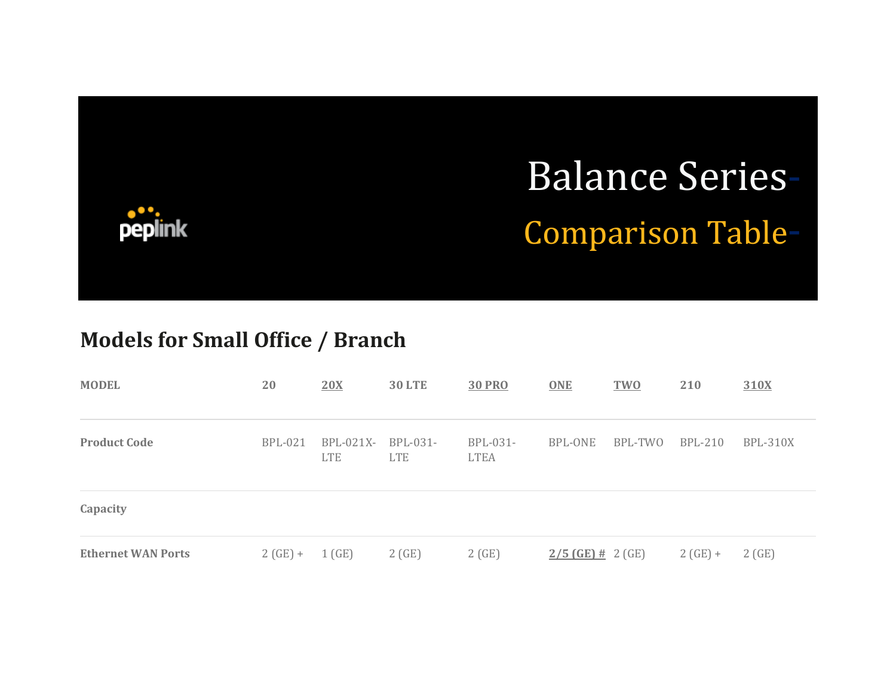peplink

# Balance Series

## Comparison Table

## Models for Small Office / Branch

| MODEL | 20 | 20X | 30 LTE | 30 PRO | ONE | TWO | 210 | 310X |
|---|---|---|---|---|---|---|---|---|
| Product Code | BPL-021 | BPL-021X-LTE | BPL-031-LTE | BPL-031-LTEA | BPL-ONE | BPL-TWO | BPL-210 | BPL-310X |
| Capacity | | | | | | | | |
| Ethernet WAN Ports | 2 (GE) + | 1 (GE) | 2 (GE) | 2 (GE) | 2/5 (GE) # | 2 (GE) | 2 (GE) + | 2 (GE) |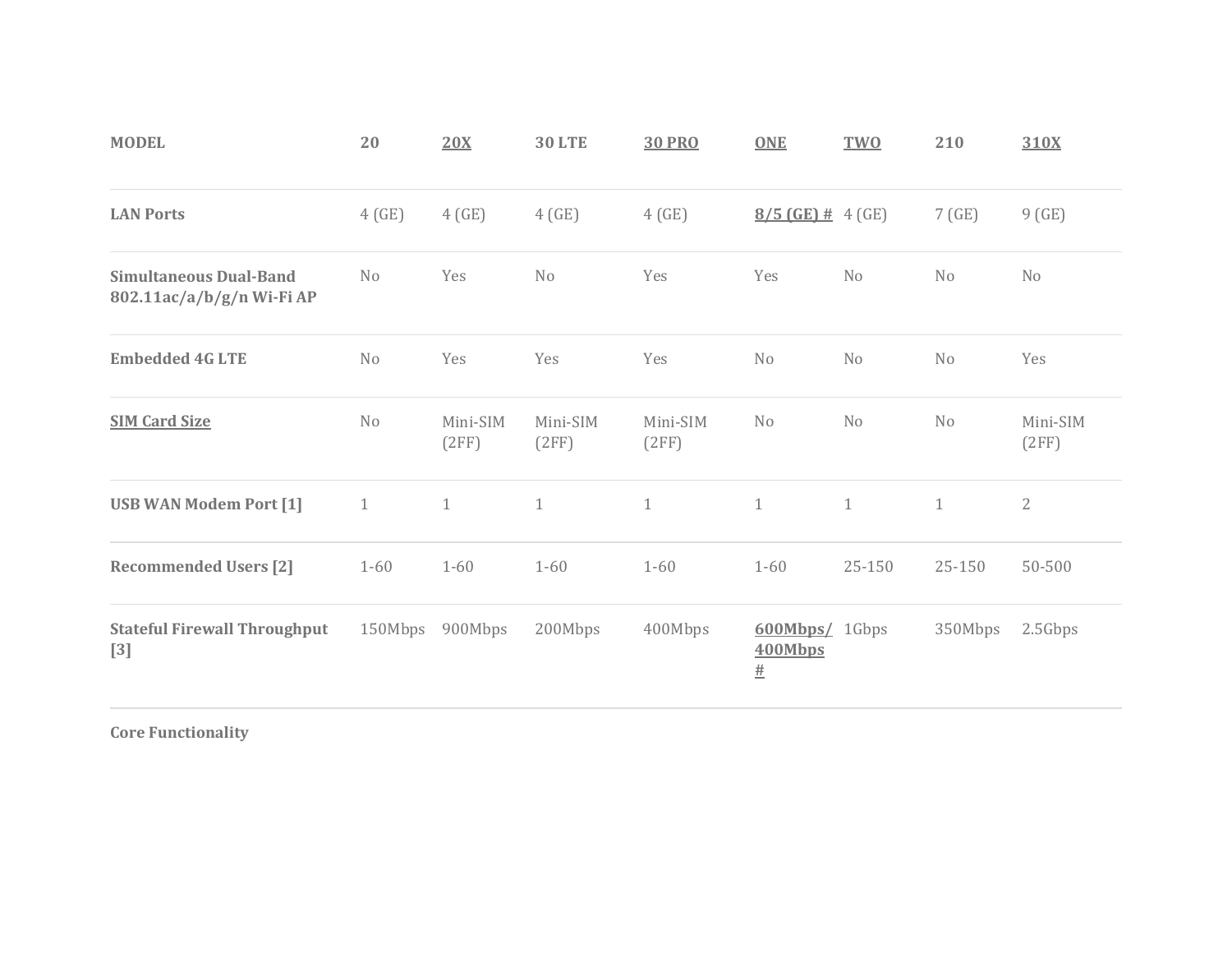| MODEL | 20 | 20X | 30 LTE | 30 PRO | ONE | TWO | 210 | 310X |
|---|---|---|---|---|---|---|---|---|
| **LAN Ports** | 4 (GE) | 4 (GE) | 4 (GE) | 4 (GE) | **8/5 (GE) #** | 4 (GE) | 7 (GE) | 9 (GE) |
| **Simultaneous Dual-Band 802.11ac/a/b/g/n Wi-Fi AP** | No | Yes | No | Yes | Yes | No | No | No |
| **Embedded 4G LTE** | No | Yes | Yes | Yes | No | No | No | Yes |
| **SIM Card Size** | No | Mini-SIM (2FF) | Mini-SIM (2FF) | Mini-SIM (2FF) | No | No | No | Mini-SIM (2FF) |
| **USB WAN Modem Port [1]** | 1 | 1 | 1 | 1 | 1 | 1 | 1 | 2 |
| **Recommended Users [2]** | 1-60 | 1-60 | 1-60 | 1-60 | 1-60 | 25-150 | 25-150 | 50-500 |
| **Stateful Firewall Throughput [3]** | 150Mbps | 900Mbps | 200Mbps | 400Mbps | **600Mbps/ 400Mbps #** | 1Gbps | 350Mbps | 2.5Gbps |

**Core Functionality**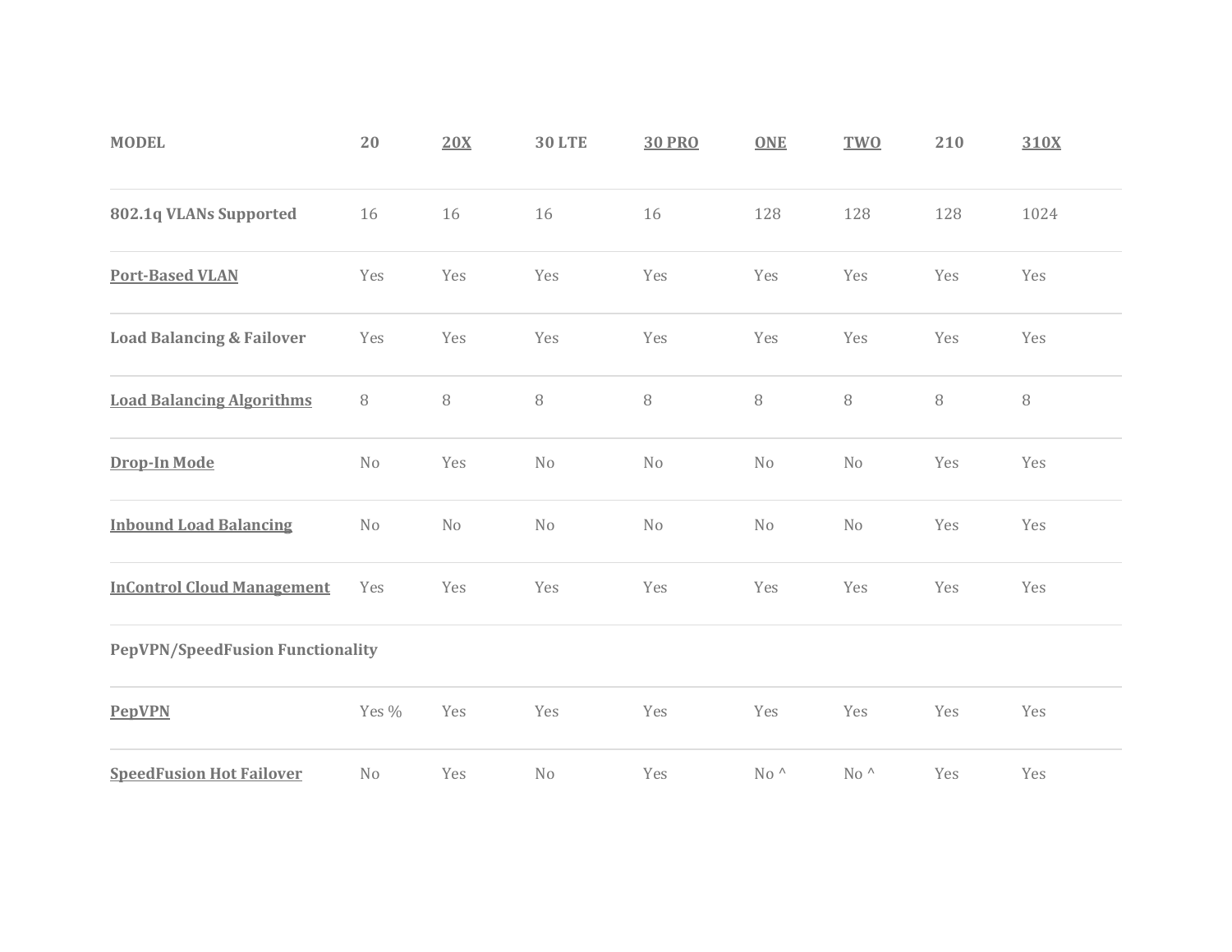| MODEL | 20 | 20X | 30 LTE | 30 PRO | ONE | TWO | 210 | 310X |
|---|---|---|---|---|---|---|---|---|
| 802.1q VLANs Supported | 16 | 16 | 16 | 16 | 128 | 128 | 128 | 1024 |
| Port-Based VLAN | Yes | Yes | Yes | Yes | Yes | Yes | Yes | Yes |
| Load Balancing & Failover | Yes | Yes | Yes | Yes | Yes | Yes | Yes | Yes |
| Load Balancing Algorithms | 8 | 8 | 8 | 8 | 8 | 8 | 8 | 8 |
| Drop-In Mode | No | Yes | No | No | No | No | Yes | Yes |
| Inbound Load Balancing | No | No | No | No | No | No | Yes | Yes |
| InControl Cloud Management | Yes | Yes | Yes | Yes | Yes | Yes | Yes | Yes |
| PepVPN/SpeedFusion Functionality | | | | | | | | |
| PepVPN | Yes % | Yes | Yes | Yes | Yes | Yes | Yes | Yes |
| SpeedFusion Hot Failover | No | Yes | No | Yes | No ^ | No ^ | Yes | Yes |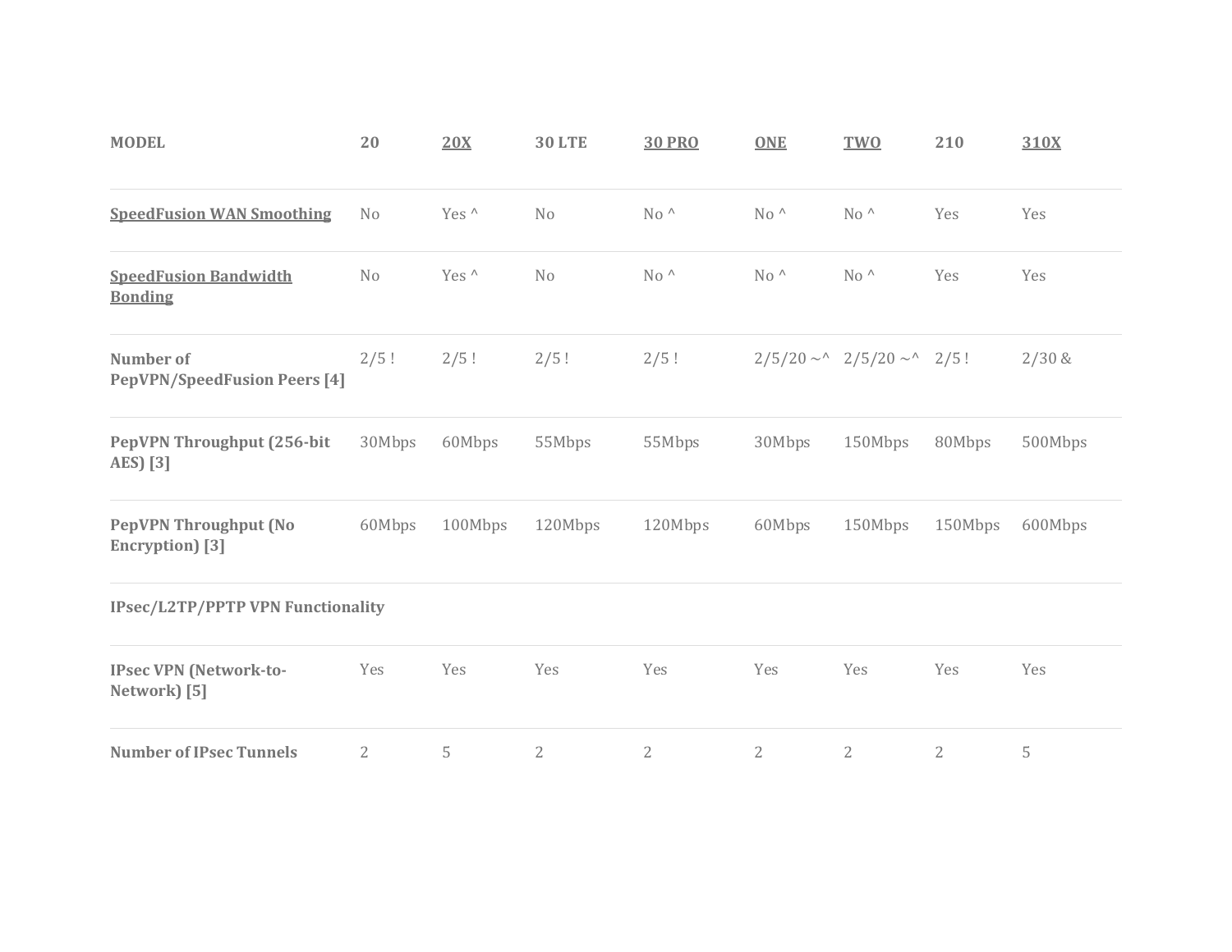| MODEL | 20 | 20X | 30 LTE | 30 PRO | ONE | TWO | 210 | 310X |
|---|---|---|---|---|---|---|---|---|
| SpeedFusion WAN Smoothing | No | Yes ^ | No | No ^ | No ^ | No ^ | Yes | Yes |
| SpeedFusion Bandwidth Bonding | No | Yes ^ | No | No ^ | No ^ | No ^ | Yes | Yes |
| **Number of PepVPN/SpeedFusion Peers [4]** | 2/5 ! | 2/5 ! | 2/5 ! | 2/5 ! | 2/5/20 ~^ | 2/5/20 ~^ | 2/5 ! | 2/30 & |
| **PepVPN Throughput (256-bit AES) [3]** | 30Mbps | 60Mbps | 55Mbps | 55Mbps | 30Mbps | 150Mbps | 80Mbps | 500Mbps |
| **PepVPN Throughput (No Encryption) [3]** | 60Mbps | 100Mbps | 120Mbps | 120Mbps | 60Mbps | 150Mbps | 150Mbps | 600Mbps |
| **IPsec/L2TP/PPTP VPN Functionality** | | | | | | | | |
| **IPsec VPN (Network-to-Network) [5]** | Yes | Yes | Yes | Yes | Yes | Yes | Yes | Yes |
| **Number of IPsec Tunnels** | 2 | 5 | 2 | 2 | 2 | 2 | 2 | 5 |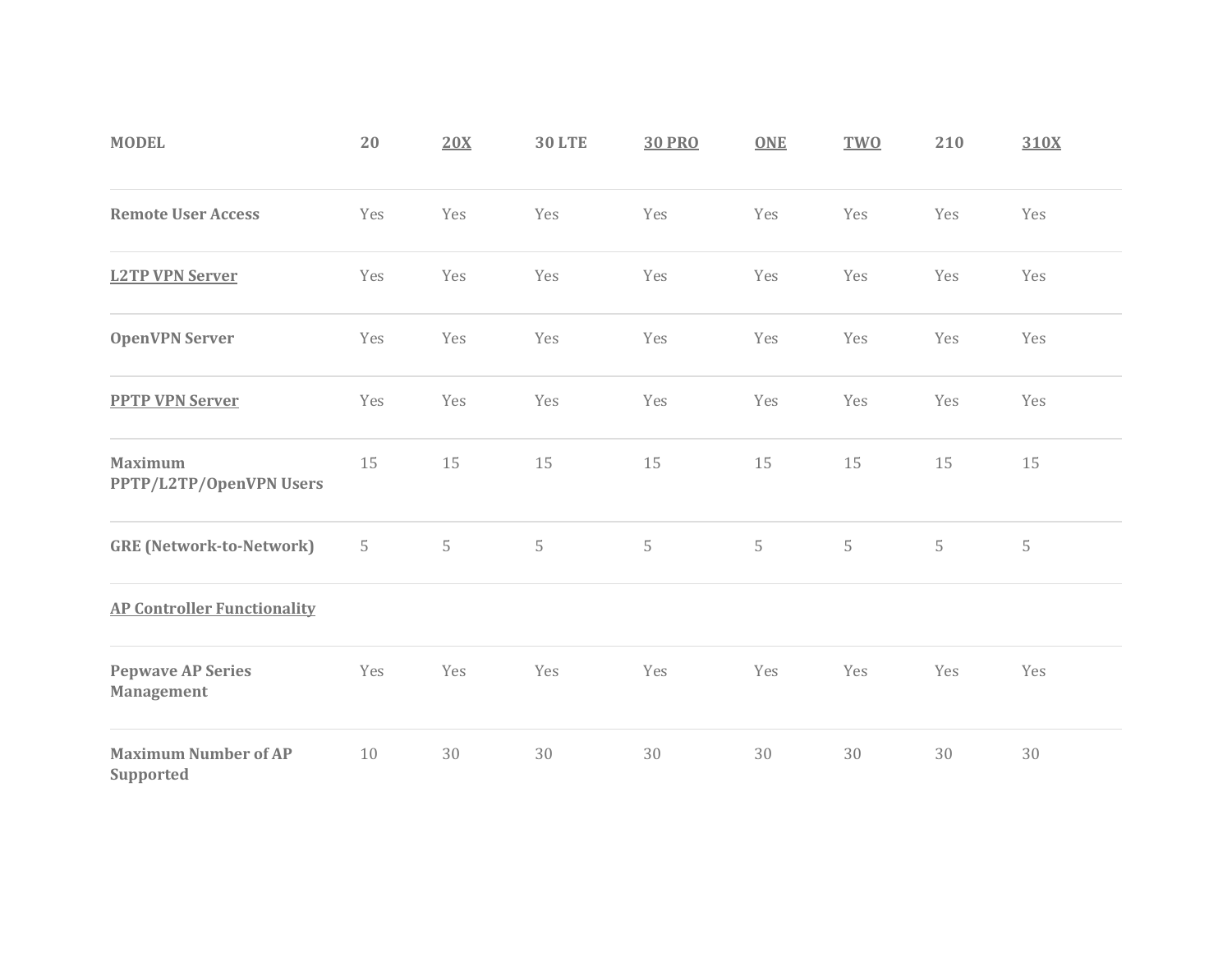| **MODEL** | **20** | **20X** | **30 LTE** | **30 PRO** | **ONE** | **TWO** | **210** | **310X** |
|---|---|---|---|---|---|---|---|---|
| **Remote User Access** | Yes | Yes | Yes | Yes | Yes | Yes | Yes | Yes |
| **L2TP VPN Server** | Yes | Yes | Yes | Yes | Yes | Yes | Yes | Yes |
| **OpenVPN Server** | Yes | Yes | Yes | Yes | Yes | Yes | Yes | Yes |
| **PPTP VPN Server** | Yes | Yes | Yes | Yes | Yes | Yes | Yes | Yes |
| **Maximum PPTP/L2TP/OpenVPN Users** | 15 | 15 | 15 | 15 | 15 | 15 | 15 | 15 |
| **GRE (Network-to-Network)** | 5 | 5 | 5 | 5 | 5 | 5 | 5 | 5 |
| **AP Controller Functionality** | | | | | | | | |
| **Pepwave AP Series Management** | Yes | Yes | Yes | Yes | Yes | Yes | Yes | Yes |
| **Maximum Number of AP Supported** | 10 | 30 | 30 | 30 | 30 | 30 | 30 | 30 |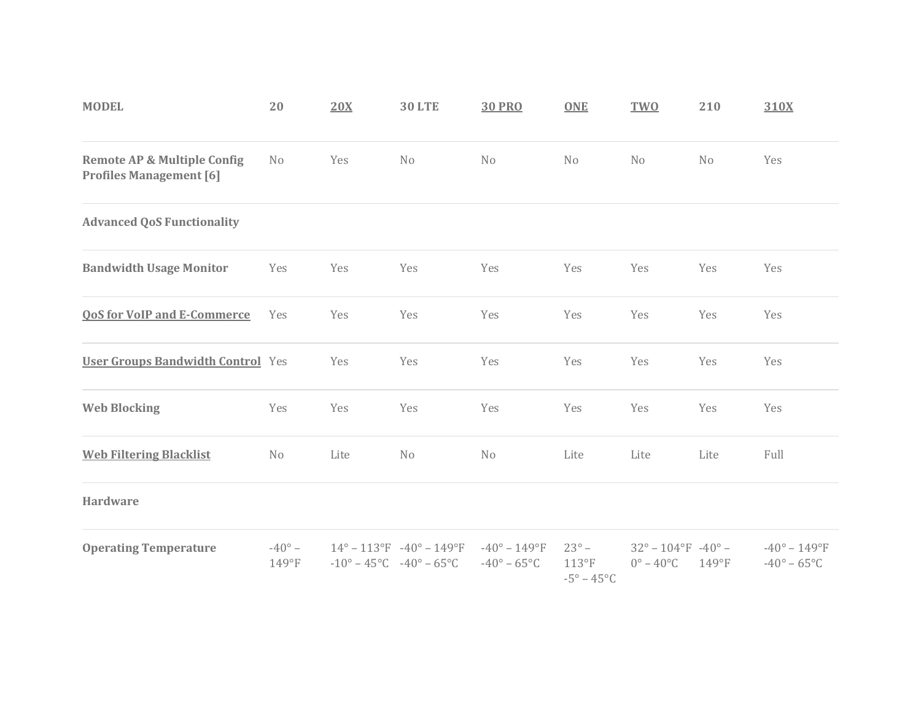| MODEL | 20 | 20X | 30 LTE | 30 PRO | ONE | TWO | 210 | 310X |
|---|---|---|---|---|---|---|---|---|
| **Remote AP & Multiple Config Profiles Management [6]** | No | Yes | No | No | No | No | No | Yes |
| **Advanced QoS Functionality** | | | | | | | | |
| **Bandwidth Usage Monitor** | Yes | Yes | Yes | Yes | Yes | Yes | Yes | Yes |
| **QoS for VoIP and E-Commerce** | Yes | Yes | Yes | Yes | Yes | Yes | Yes | Yes |
| **User Groups Bandwidth Control** | Yes | Yes | Yes | Yes | Yes | Yes | Yes | Yes |
| **Web Blocking** | Yes | Yes | Yes | Yes | Yes | Yes | Yes | Yes |
| **Web Filtering Blacklist** | No | Lite | No | No | Lite | Lite | Lite | Full |
| **Hardware** | | | | | | | | |
| **Operating Temperature** | -40° – 149°F | 14° – 113°F -10° – 45°C | -40° – 149°F -40° – 65°C | -40° – 149°F -40° – 65°C | 23° – 113°F -5° – 45°C | 32° – 104°F 0° – 40°C | -40° – 149°F | -40° – 149°F -40° – 65°C |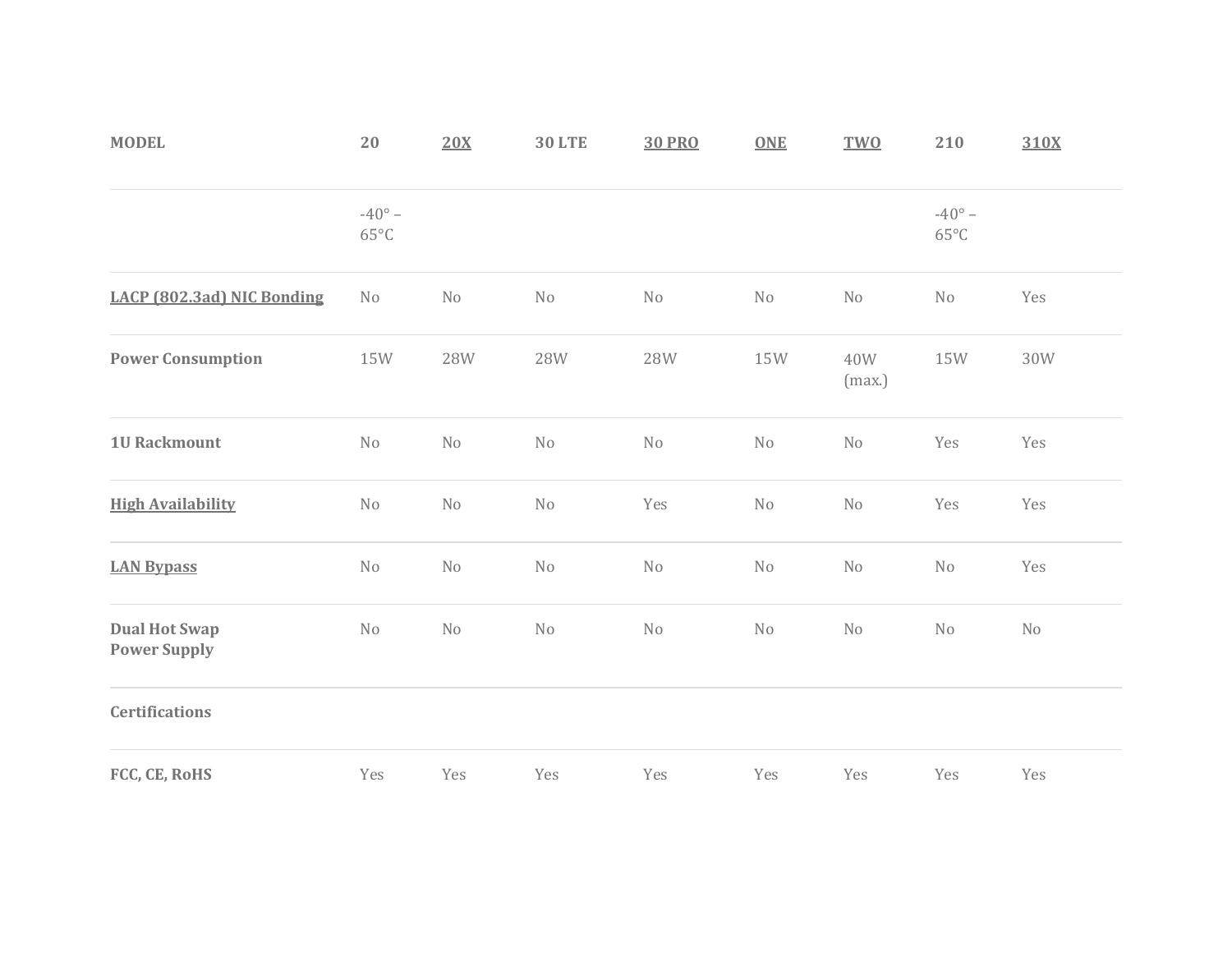| MODEL | 20 | 20X | 30 LTE | 30 PRO | ONE | TWO | 210 | 310X |
|---|---|---|---|---|---|---|---|---|
| | -40° – 65°C | | | | | | -40° – 65°C | |
| LACP (802.3ad) NIC Bonding | No | No | No | No | No | No | No | Yes |
| Power Consumption | 15W | 28W | 28W | 28W | 15W | 40W (max.) | 15W | 30W |
| 1U Rackmount | No | No | No | No | No | No | Yes | Yes |
| High Availability | No | No | No | Yes | No | No | Yes | Yes |
| LAN Bypass | No | No | No | No | No | No | No | Yes |
| Dual Hot Swap Power Supply | No | No | No | No | No | No | No | No |
| **Certifications** | | | | | | | | |
| FCC, CE, RoHS | Yes | Yes | Yes | Yes | Yes | Yes | Yes | Yes |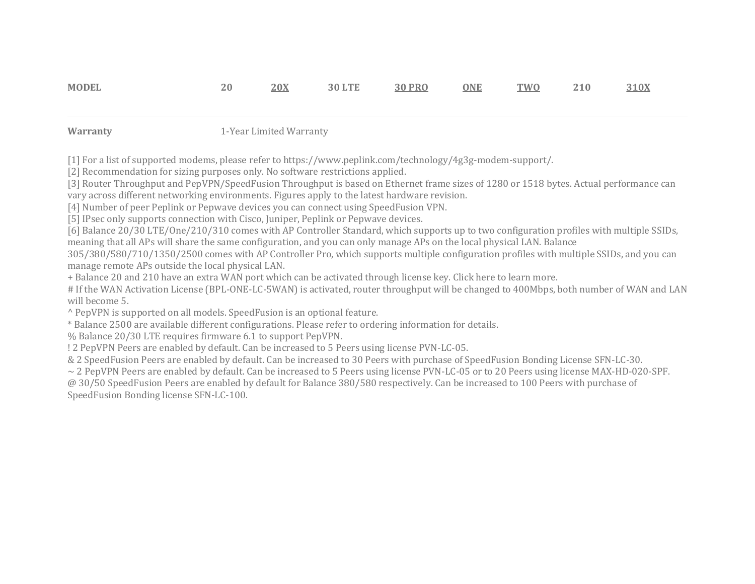| MODEL | 20 | 20X | 30 LTE | 30 PRO | ONE | TWO | 210 | 310X |
|---|---|---|---|---|---|---|---|---|
| Warranty | 1-Year Limited Warranty | | | | | | | |

[1] For a list of supported modems, please refer to https://www.peplink.com/technology/4g3g-modem-support/.
[2] Recommendation for sizing purposes only. No software restrictions applied.
[3] Router Throughput and PepVPN/SpeedFusion Throughput is based on Ethernet frame sizes of 1280 or 1518 bytes. Actual performance can vary across different networking environments. Figures apply to the latest hardware revision.
[4] Number of peer Peplink or Pepwave devices you can connect using SpeedFusion VPN.
[5] IPsec only supports connection with Cisco, Juniper, Peplink or Pepwave devices.
[6] Balance 20/30 LTE/One/210/310 comes with AP Controller Standard, which supports up to two configuration profiles with multiple SSIDs, meaning that all APs will share the same configuration, and you can only manage APs on the local physical LAN. Balance 305/380/580/710/1350/2500 comes with AP Controller Pro, which supports multiple configuration profiles with multiple SSIDs, and you can manage remote APs outside the local physical LAN.
+ Balance 20 and 210 have an extra WAN port which can be activated through license key. Click here to learn more.
# If the WAN Activation License (BPL-ONE-LC-5WAN) is activated, router throughput will be changed to 400Mbps, both number of WAN and LAN will become 5.
^ PepVPN is supported on all models. SpeedFusion is an optional feature.
* Balance 2500 are available different configurations. Please refer to ordering information for details.
% Balance 20/30 LTE requires firmware 6.1 to support PepVPN.
! 2 PepVPN Peers are enabled by default. Can be increased to 5 Peers using license PVN-LC-05.
& 2 SpeedFusion Peers are enabled by default. Can be increased to 30 Peers with purchase of SpeedFusion Bonding License SFN-LC-30.
~ 2 PepVPN Peers are enabled by default. Can be increased to 5 Peers using license PVN-LC-05 or to 20 Peers using license MAX-HD-020-SPF.
@ 30/50 SpeedFusion Peers are enabled by default for Balance 380/580 respectively. Can be increased to 100 Peers with purchase of SpeedFusion Bonding license SFN-LC-100.